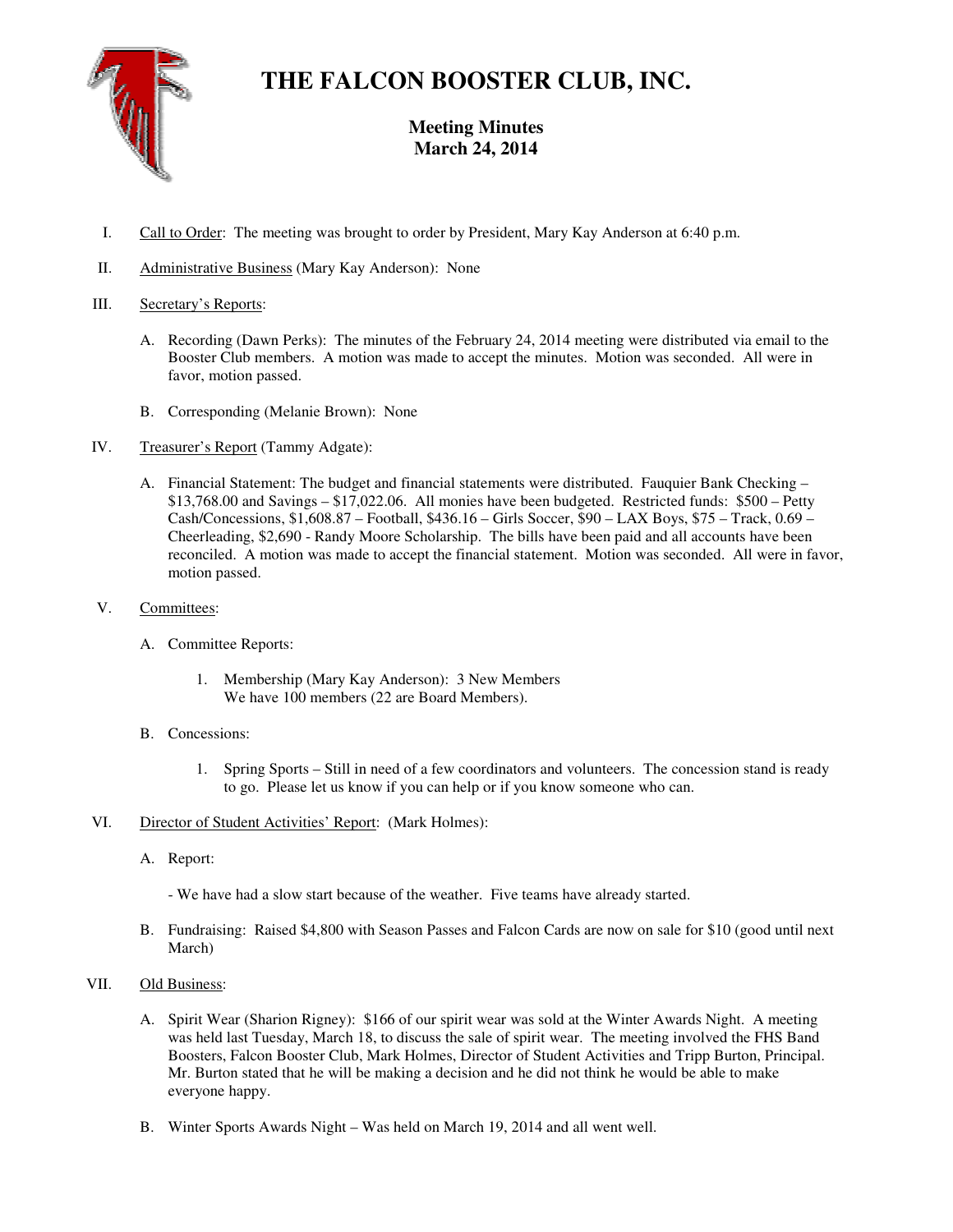# THE FALCON BOOSTER CLUB, INC.

## Meeting Minutes
## March 24, 2014

I. Call to Order: The meeting was brought to order by President, Mary Kay Anderson at 6:40 p.m.

II. Administrative Business (Mary Kay Anderson): None

III. Secretary's Reports:

   A. Recording (Dawn Perks): The minutes of the February 24, 2014 meeting were distributed via email to the Booster Club members. A motion was made to accept the minutes. Motion was seconded. All were in favor, motion passed.

   B. Corresponding (Melanie Brown): None

IV. Treasurer's Report (Tammy Adgate):

   A. Financial Statement: The budget and financial statements were distributed. Fauquier Bank Checking – $13,768.00 and Savings – $17,022.06. All monies have been budgeted. Restricted funds: $500 – Petty Cash/Concessions, $1,608.87 – Football, $436.16 – Girls Soccer, $90 – LAX Boys, $75 – Track, 0.69 – Cheerleading, $2,690 - Randy Moore Scholarship. The bills have been paid and all accounts have been reconciled. A motion was made to accept the financial statement. Motion was seconded. All were in favor, motion passed.

V. Committees:

   A. Committee Reports:

      1. Membership (Mary Kay Anderson): 3 New Members
         We have 100 members (22 are Board Members).

   B. Concessions:

      1. Spring Sports – Still in need of a few coordinators and volunteers. The concession stand is ready to go. Please let us know if you can help or if you know someone who can.

VI. Director of Student Activities' Report: (Mark Holmes):

   A. Report:

      - We have had a slow start because of the weather. Five teams have already started.

   B. Fundraising: Raised $4,800 with Season Passes and Falcon Cards are now on sale for $10 (good until next March)

VII. Old Business:

   A. Spirit Wear (Sharion Rigney): $166 of our spirit wear was sold at the Winter Awards Night. A meeting was held last Tuesday, March 18, to discuss the sale of spirit wear. The meeting involved the FHS Band Boosters, Falcon Booster Club, Mark Holmes, Director of Student Activities and Tripp Burton, Principal. Mr. Burton stated that he will be making a decision and he did not think he would be able to make everyone happy.

   B. Winter Sports Awards Night – Was held on March 19, 2014 and all went well.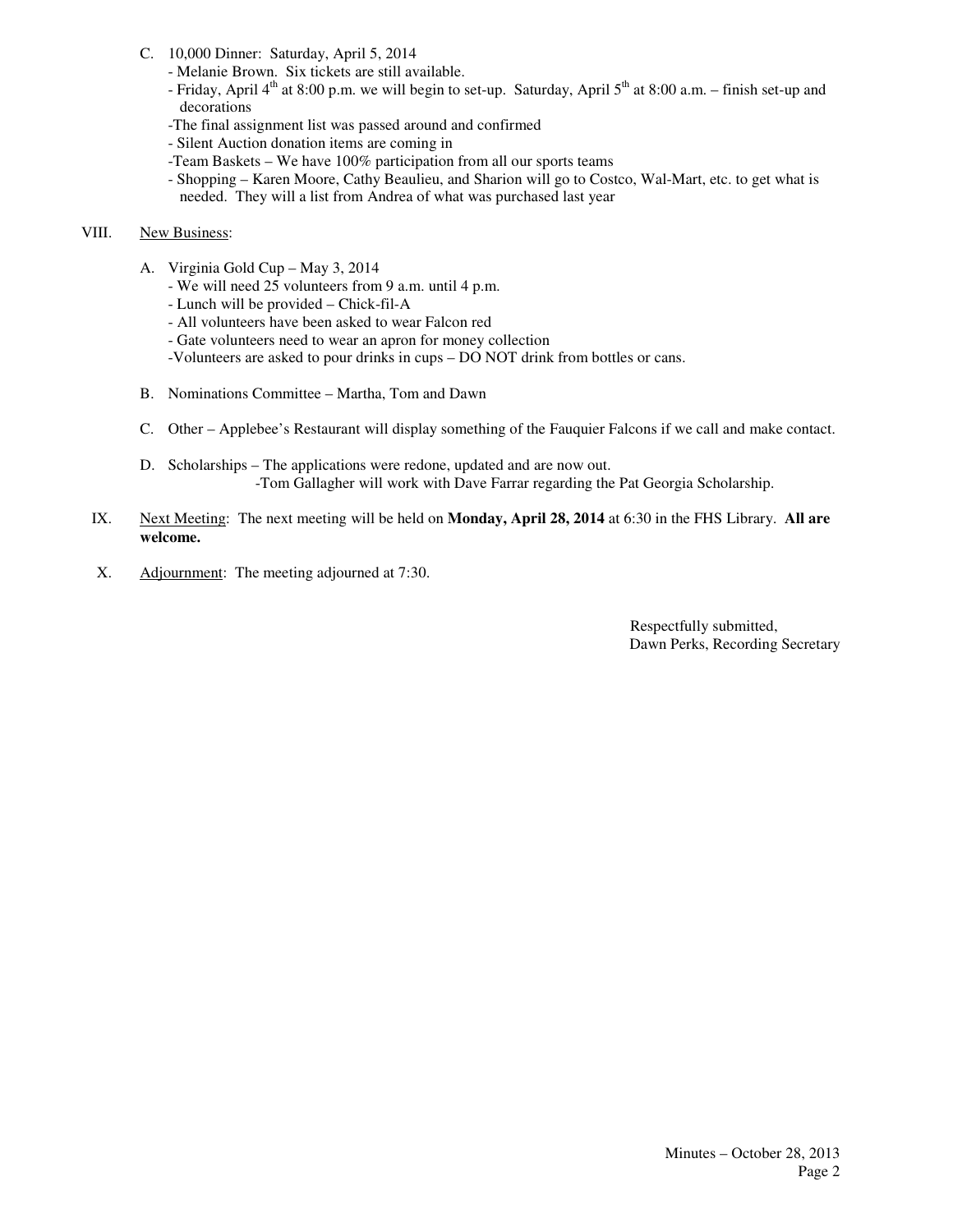C. 10,000 Dinner: Saturday, April 5, 2014
   - Melanie Brown. Six tickets are still available.
   - Friday, April 4th at 8:00 p.m. we will begin to set-up. Saturday, April 5th at 8:00 a.m. – finish set-up and decorations
   - The final assignment list was passed around and confirmed
   - Silent Auction donation items are coming in
   - Team Baskets – We have 100% participation from all our sports teams
   - Shopping – Karen Moore, Cathy Beaulieu, and Sharion will go to Costco, Wal-Mart, etc. to get what is needed. They will a list from Andrea of what was purchased last year

VIII. New Business:

A. Virginia Gold Cup – May 3, 2014
   - We will need 25 volunteers from 9 a.m. until 4 p.m.
   - Lunch will be provided – Chick-fil-A
   - All volunteers have been asked to wear Falcon red
   - Gate volunteers need to wear an apron for money collection
   - Volunteers are asked to pour drinks in cups – DO NOT drink from bottles or cans.

B. Nominations Committee – Martha, Tom and Dawn

C. Other – Applebee's Restaurant will display something of the Fauquier Falcons if we call and make contact.

D. Scholarships – The applications were redone, updated and are now out.
   - Tom Gallagher will work with Dave Farrar regarding the Pat Georgia Scholarship.

IX. Next Meeting: The next meeting will be held on **Monday, April 28, 2014** at 6:30 in the FHS Library. **All are welcome.**

X. Adjournment: The meeting adjourned at 7:30.

Respectfully submitted,
Dawn Perks, Recording Secretary

Minutes – October 28, 2013